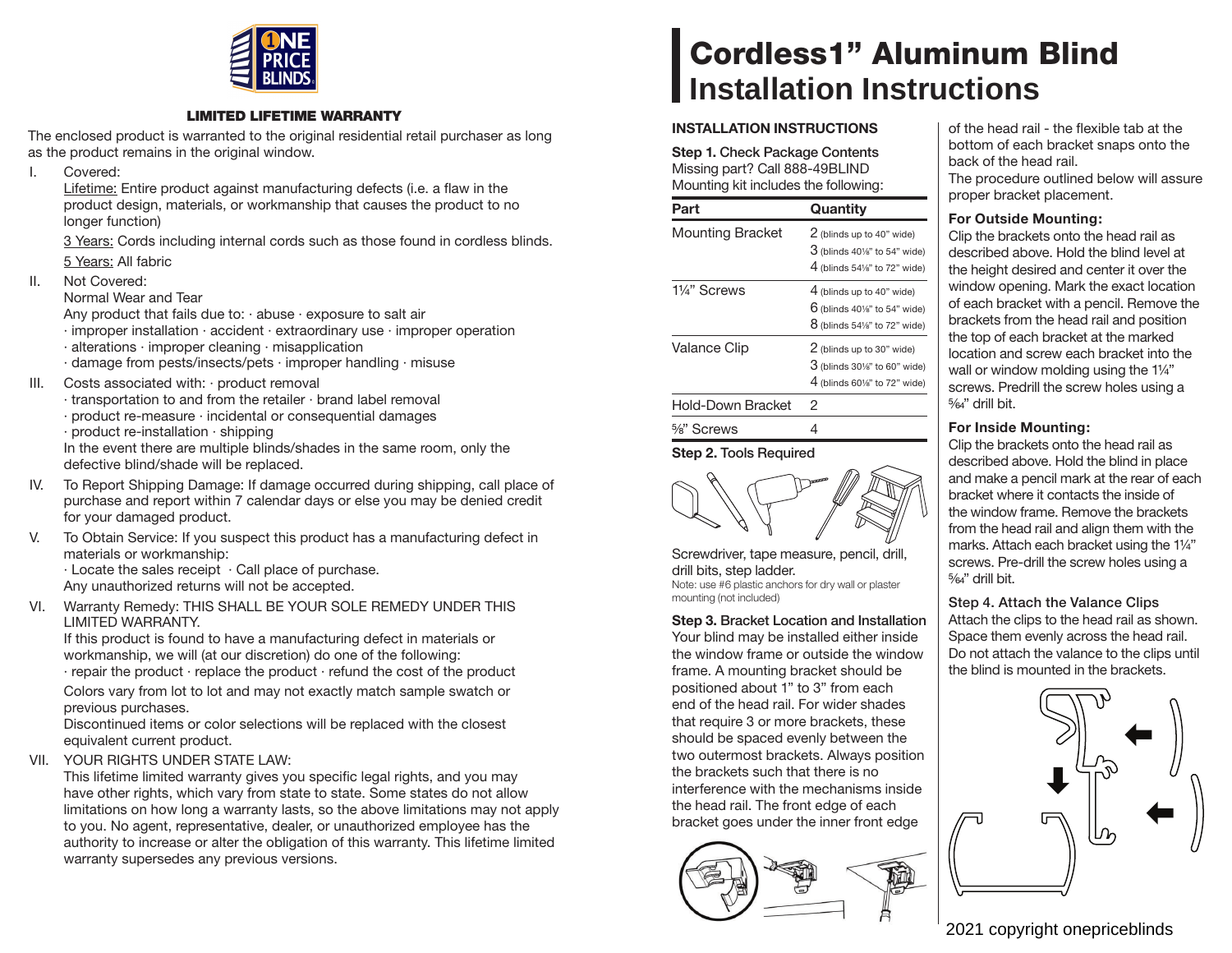ONE PRICE BLINDS

### LIMITED LIFETIME WARRANTY

The enclosed product is warranted to the original residential retail purchaser as long as the product remains in the original window.

I. Covered:
Lifetime: Entire product against manufacturing defects (i.e. a flaw in the product design, materials, or workmanship that causes the product to no longer function)
3 Years: Cords including internal cords such as those found in cordless blinds.
5 Years: All fabric

II. Not Covered:
Normal Wear and Tear
Any product that fails due to: · abuse · exposure to salt air
· improper installation · accident · extraordinary use · improper operation
· alterations · improper cleaning · misapplication
· damage from pests/insects/pets · improper handling · misuse

III. Costs associated with: · product removal
· transportation to and from the retailer · brand label removal
· product re-measure · incidental or consequential damages
· product re-installation · shipping
In the event there are multiple blinds/shades in the same room, only the defective blind/shade will be replaced.

IV. To Report Shipping Damage: If damage occurred during shipping, call place of purchase and report within 7 calendar days or else you may be denied credit for your damaged product.

V. To Obtain Service: If you suspect this product has a manufacturing defect in materials or workmanship:
· Locate the sales receipt · Call place of purchase.
Any unauthorized returns will not be accepted.

VI. Warranty Remedy: THIS SHALL BE YOUR SOLE REMEDY UNDER THIS LIMITED WARRANTY.
If this product is found to have a manufacturing defect in materials or workmanship, we will (at our discretion) do one of the following:
· repair the product · replace the product · refund the cost of the product
Colors vary from lot to lot and may not exactly match sample swatch or previous purchases.
Discontinued items or color selections will be replaced with the closest equivalent current product.

VII. YOUR RIGHTS UNDER STATE LAW:
This lifetime limited warranty gives you specific legal rights, and you may have other rights, which vary from state to state. Some states do not allow limitations on how long a warranty lasts, so the above limitations may not apply to you. No agent, representative, dealer, or unauthorized employee has the authority to increase or alter the obligation of this warranty. This lifetime limited warranty supersedes any previous versions.

# Cordless1" Aluminum Blind Installation Instructions

### INSTALLATION INSTRUCTIONS

**Step 1.** Check Package Contents
Missing part? Call 888-49BLIND
Mounting kit includes the following:

| Part | Quantity |
|---|---|
| Mounting Bracket | 2 (blinds up to 40" wide)<br>3 (blinds 40⅛" to 54" wide)<br>4 (blinds 54⅛" to 72" wide) |
| 1¼" Screws | 4 (blinds up to 40" wide)<br>6 (blinds 40⅛" to 54" wide)<br>8 (blinds 54⅛" to 72" wide) |
| Valance Clip | 2 (blinds up to 30" wide)<br>3 (blinds 30⅛" to 60" wide)<br>4 (blinds 60⅛" to 72" wide) |
| Hold-Down Bracket | 2 |
| ⅝" Screws | 4 |

**Step 2.** Tools Required

Screwdriver, tape measure, pencil, drill, drill bits, step ladder.
Note: use #6 plastic anchors for dry wall or plaster mounting (not included)

**Step 3.** Bracket Location and Installation
Your blind may be installed either inside the window frame or outside the window frame. A mounting bracket should be positioned about 1" to 3" from each end of the head rail. For wider shades that require 3 or more brackets, these should be spaced evenly between the two outermost brackets. Always position the brackets such that there is no interference with the mechanisms inside the head rail. The front edge of each bracket goes under the inner front edge of the head rail - the flexible tab at the bottom of each bracket snaps onto the back of the head rail.
The procedure outlined below will assure proper bracket placement.

**For Outside Mounting:**
Clip the brackets onto the head rail as described above. Hold the blind level at the height desired and center it over the window opening. Mark the exact location of each bracket with a pencil. Remove the brackets from the head rail and position the top of each bracket at the marked location and screw each bracket into the wall or window molding using the 1¼" screws. Predrill the screw holes using a ⁵⁄₆₄" drill bit.

**For Inside Mounting:**
Clip the brackets onto the head rail as described above. Hold the blind in place and make a pencil mark at the rear of each bracket where it contacts the inside of the window frame. Remove the brackets from the head rail and align them with the marks. Attach each bracket using the 1¼" screws. Pre-drill the screw holes using a ⁵⁄₆₄" drill bit.

**Step 4.** Attach the Valance Clips
Attach the clips to the head rail as shown. Space them evenly across the head rail. Do not attach the valance to the clips until the blind is mounted in the brackets.

2021 copyright onepriceblinds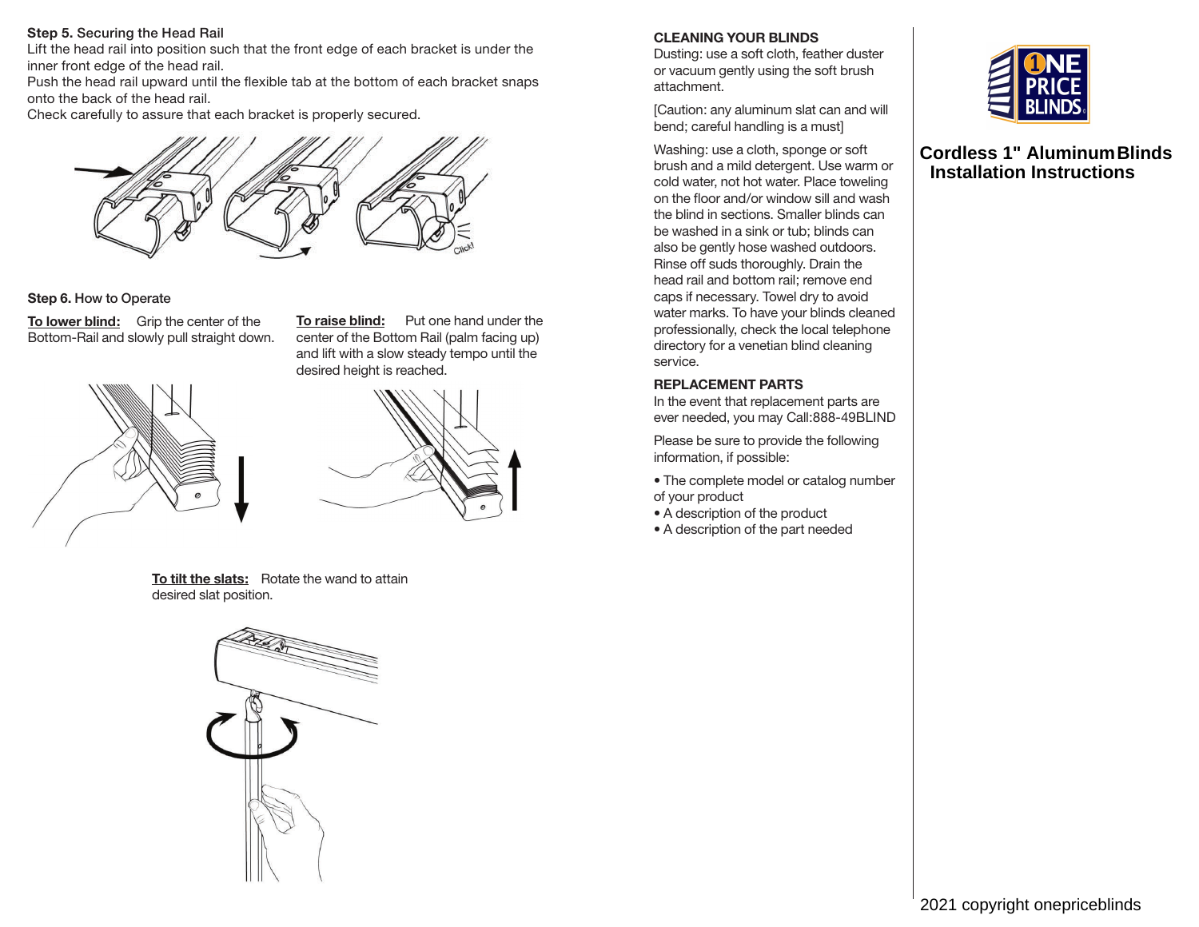**Step 5.** Securing the Head Rail

Lift the head rail into position such that the front edge of each bracket is under the inner front edge of the head rail.

Push the head rail upward until the flexible tab at the bottom of each bracket snaps onto the back of the head rail.

Check carefully to assure that each bracket is properly secured.

Click!

**Step 6.** How to Operate

**To lower blind:** Grip the center of the Bottom-Rail and slowly pull straight down.

**To raise blind:** Put one hand under the center of the Bottom Rail (palm facing up) and lift with a slow steady tempo until the desired height is reached.

**To tilt the slats:** Rotate the wand to attain desired slat position.

## CLEANING YOUR BLINDS

Dusting: use a soft cloth, feather duster or vacuum gently using the soft brush attachment.

[Caution: any aluminum slat can and will bend; careful handling is a must]

Washing: use a cloth, sponge or soft brush and a mild detergent. Use warm or cold water, not hot water. Place toweling on the floor and/or window sill and wash the blind in sections. Smaller blinds can be washed in a sink or tub; blinds can also be gently hose washed outdoors. Rinse off suds thoroughly. Drain the head rail and bottom rail; remove end caps if necessary. Towel dry to avoid water marks. To have your blinds cleaned professionally, check the local telephone directory for a venetian blind cleaning service.

## REPLACEMENT PARTS

In the event that replacement parts are ever needed, you may Call:888-49BLIND

Please be sure to provide the following information, if possible:

- The complete model or catalog number of your product
- A description of the product
- A description of the part needed

ONE PRICE BLINDS

# Cordless 1" Aluminum Blinds Installation Instructions

2021 copyright onepriceblinds